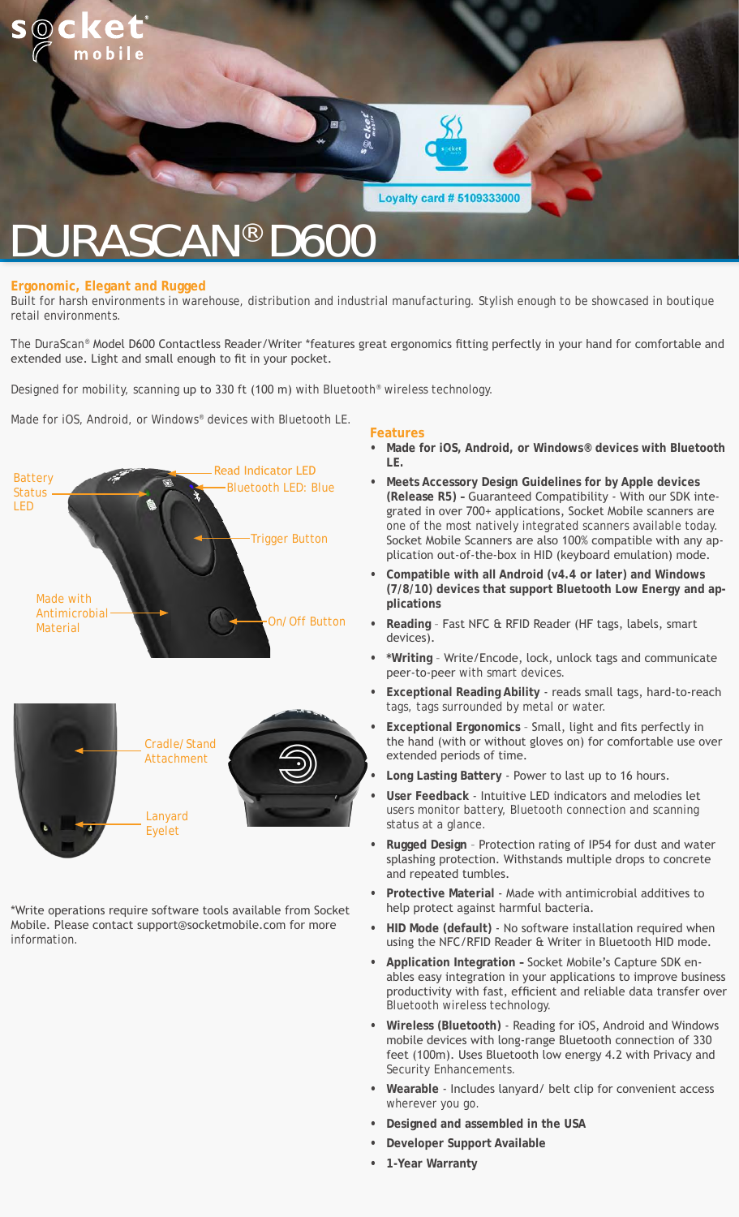# DURASCAN® D600

## Ergonomic, Elegant and Rugged

Built for harsh environments in warehouse, distribution and industrial manufacturing. Stylish enough to be showcased in boutique retail environments.

The DuraScan® Model D600 Contactless Reader/Writer *features great ergonomics fitting perfectly in your hand for comfortable and extended use. Light and small enough to fit in your pocket.

Designed for mobility, scanning up to 330 ft (100 m) with Bluetooth® wireless technology.

Made for iOS, Android, or Windows® devices with Bluetooth LE.

Battery Status LED

Read Indicator LED

Bluetooth LED: Blue

Trigger Button

Made with Antimicrobial Material

On/Off Button

Cradle/Stand Attachment

Lanyard Eyelet

*Write operations require software tools available from Socket Mobile. Please contact support@socketmobile.com for more information.

## Features

- **Made for iOS, Android, or Windows® devices with Bluetooth LE.**
- **Meets Accessory Design Guidelines for by Apple devices (Release R5) –** Guaranteed Compatibility - With our SDK integrated in over 700+ applications, Socket Mobile scanners are one of the most natively integrated scanners available today. Socket Mobile Scanners are also 100% compatible with any application out-of-the-box in HID (keyboard emulation) mode.
- **Compatible with all Android (v4.4 or later) and Windows (7/8/10) devices that support Bluetooth Low Energy and applications**
- **Reading** – Fast NFC & RFID Reader (HF tags, labels, smart devices).
- ***Writing** – Write/Encode, lock, unlock tags and communicate peer-to-peer with smart devices.
- **Exceptional Reading Ability** - reads small tags, hard-to-reach tags, tags surrounded by metal or water.
- **Exceptional Ergonomics** – Small, light and fits perfectly in the hand (with or without gloves on) for comfortable use over extended periods of time.
- **Long Lasting Battery** - Power to last up to 16 hours.
- **User Feedback** - Intuitive LED indicators and melodies let users monitor battery, Bluetooth connection and scanning status at a glance.
- **Rugged Design** – Protection rating of IP54 for dust and water splashing protection. Withstands multiple drops to concrete and repeated tumbles.
- **Protective Material** - Made with antimicrobial additives to help protect against harmful bacteria.
- **HID Mode (default)** - No software installation required when using the NFC/RFID Reader & Writer in Bluetooth HID mode.
- **Application Integration –** Socket Mobile's Capture SDK enables easy integration in your applications to improve business productivity with fast, efficient and reliable data transfer over Bluetooth wireless technology.
- **Wireless (Bluetooth)** - Reading for iOS, Android and Windows mobile devices with long-range Bluetooth connection of 330 feet (100m). Uses Bluetooth low energy 4.2 with Privacy and Security Enhancements.
- **Wearable** - Includes lanyard/ belt clip for convenient access wherever you go.
- **Designed and assembled in the USA**
- **Developer Support Available**
- **1-Year Warranty**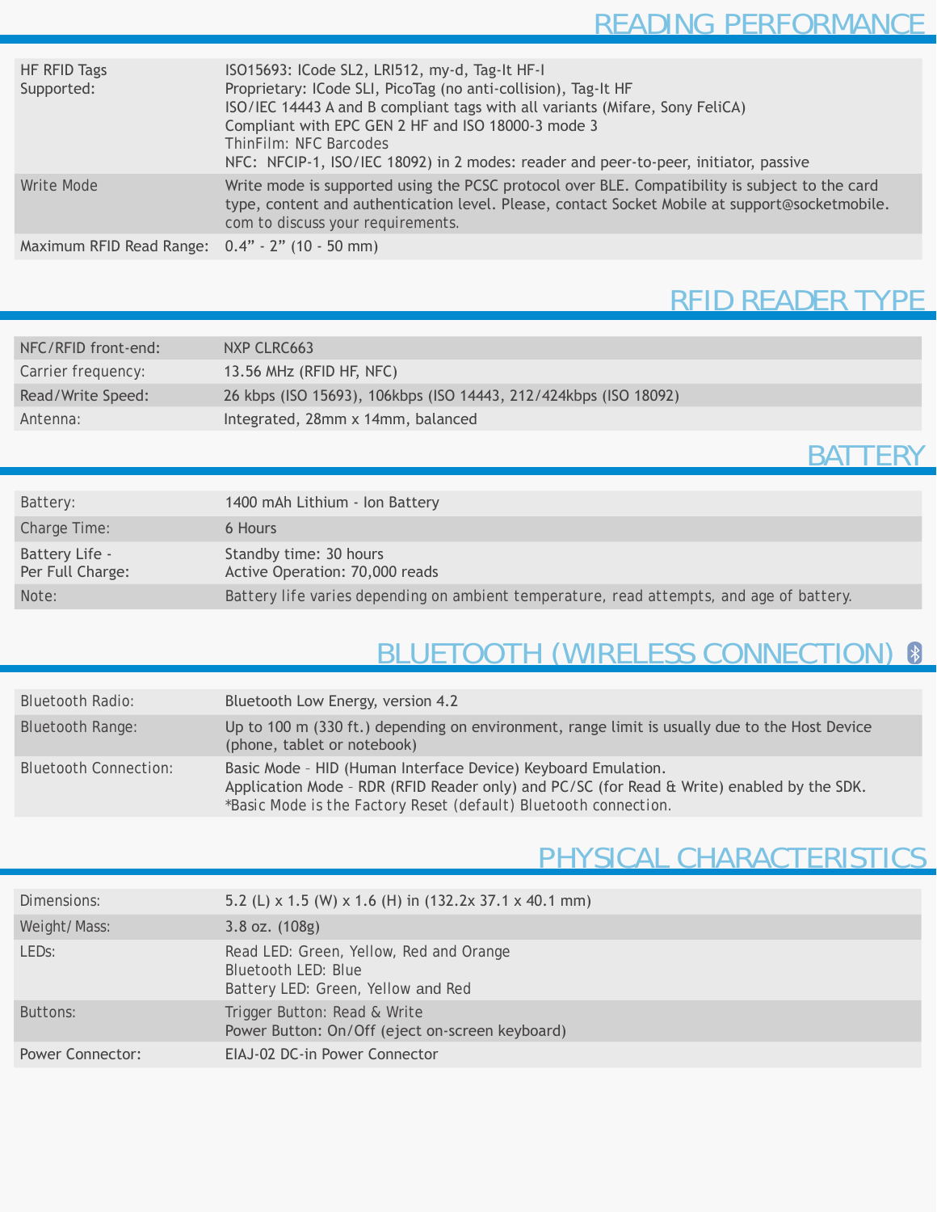## READING PERFORMANCE

| | |
|---|---|
| HF RFID Tags Supported: | ISO15693: ICode SL2, LRI512, my-d, Tag-It HF-I<br>Proprietary: ICode SLI, PicoTag (no anti-collision), Tag-It HF<br>ISO/IEC 14443 A and B compliant tags with all variants (Mifare, Sony FeliCA)<br>Compliant with EPC GEN 2 HF and ISO 18000-3 mode 3<br>ThinFilm: NFC Barcodes<br>NFC: NFCIP-1, ISO/IEC 18092) in 2 modes: reader and peer-to-peer, initiator, passive |
| Write Mode | Write mode is supported using the PCSC protocol over BLE. Compatibility is subject to the card type, content and authentication level. Please, contact Socket Mobile at support@socketmobile.com to discuss your requirements. |
| Maximum RFID Read Range: | 0.4” - 2” (10 - 50 mm) |

## RFID READER TYPE

| | |
|---|---|
| NFC/RFID front-end: | NXP CLRC663 |
| Carrier frequency: | 13.56 MHz (RFID HF, NFC) |
| Read/Write Speed: | 26 kbps (ISO 15693), 106kbps (ISO 14443, 212/424kbps (ISO 18092) |
| Antenna: | Integrated, 28mm x 14mm, balanced |

## BATTERY

| | |
|---|---|
| Battery: | 1400 mAh Lithium - Ion Battery |
| Charge Time: | 6 Hours |
| Battery Life - Per Full Charge: | Standby time: 30 hours<br>Active Operation: 70,000 reads |
| Note: | Battery life varies depending on ambient temperature, read attempts, and age of battery. |

## BLUETOOTH (WIRELESS CONNECTION)

| | |
|---|---|
| Bluetooth Radio: | Bluetooth Low Energy, version 4.2 |
| Bluetooth Range: | Up to 100 m (330 ft.) depending on environment, range limit is usually due to the Host Device (phone, tablet or notebook) |
| Bluetooth Connection: | Basic Mode – HID (Human Interface Device) Keyboard Emulation.<br>Application Mode – RDR (RFID Reader only) and PC/SC (for Read & Write) enabled by the SDK.<br>*Basic Mode is the Factory Reset (default) Bluetooth connection. |

## PHYSICAL CHARACTERISTICS

| | |
|---|---|
| Dimensions: | 5.2 (L) x 1.5 (W) x 1.6 (H) in (132.2x 37.1 x 40.1 mm) |
| Weight/ Mass: | 3.8 oz. (108g) |
| LEDs: | Read LED: Green, Yellow, Red and Orange<br>Bluetooth LED: Blue<br>Battery LED: Green, Yellow and Red |
| Buttons: | Trigger Button: Read & Write<br>Power Button: On/Off (eject on-screen keyboard) |
| Power Connector: | EIAJ-02 DC-in Power Connector |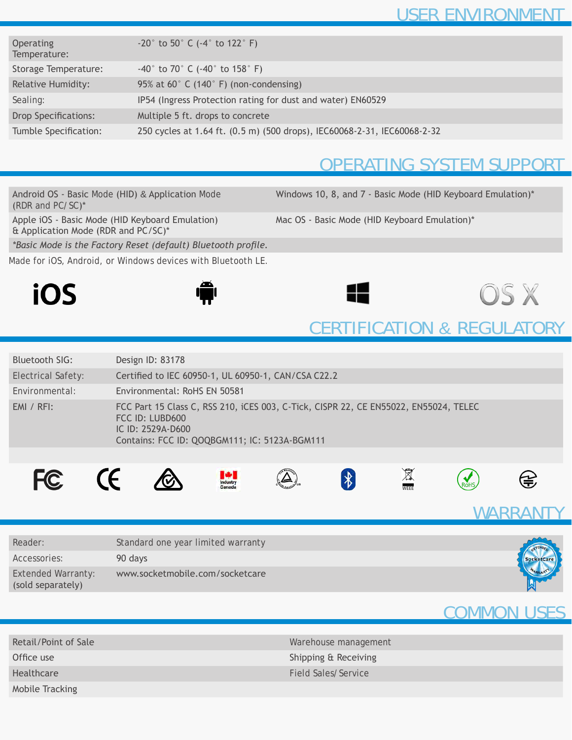## USER ENVIRONMENT

| | |
|---|---|
| Operating Temperature: | -20° to 50° C (-4° to 122° F) |
| Storage Temperature: | -40° to 70° C (-40° to 158° F) |
| Relative Humidity: | 95% at 60° C (140° F) (non-condensing) |
| Sealing: | IP54 (Ingress Protection rating for dust and water) EN60529 |
| Drop Specifications: | Multiple 5 ft. drops to concrete |
| Tumble Specification: | 250 cycles at 1.64 ft. (0.5 m) (500 drops), IEC60068-2-31, IEC60068-2-32 |

## OPERATING SYSTEM SUPPORT

| | |
|---|---|
| Android OS - Basic Mode (HID) & Application Mode (RDR and PC/SC)* | Windows 10, 8, and 7 - Basic Mode (HID Keyboard Emulation)* |
| Apple iOS - Basic Mode (HID Keyboard Emulation) & Application Mode (RDR and PC/SC)* | Mac OS - Basic Mode (HID Keyboard Emulation)* |
| *\*Basic Mode is the Factory Reset (default) Bluetooth profile.* | |

Made for iOS, Android, or Windows devices with Bluetooth LE.

iOS OS X

## CERTIFICATION & REGULATORY

| | |
|---|---|
| Bluetooth SIG: | Design ID: 83178 |
| Electrical Safety: | Certified to IEC 60950-1, UL 60950-1, CAN/CSA C22.2 |
| Environmental: | Environmental: RoHS EN 50581 |
| EMI / RFI: | FCC Part 15 Class C, RSS 210, iCES 003, C-Tick, CISPR 22, CE EN55022, EN55024, TELEC<br>FCC ID: LUBD600<br>IC ID: 2529A-D600<br>Contains: FCC ID: QOQBGM111; IC: 5123A-BGM111 |

## WARRANTY

| | |
|---|---|
| Reader: | Standard one year limited warranty |
| Accessories: | 90 days |
| Extended Warranty: (sold separately) | www.socketmobile.com/socketcare |

## COMMON USES

| | |
|---|---|
| Retail/Point of Sale | Warehouse management |
| Office use | Shipping & Receiving |
| Healthcare | Field Sales/Service |
| Mobile Tracking | |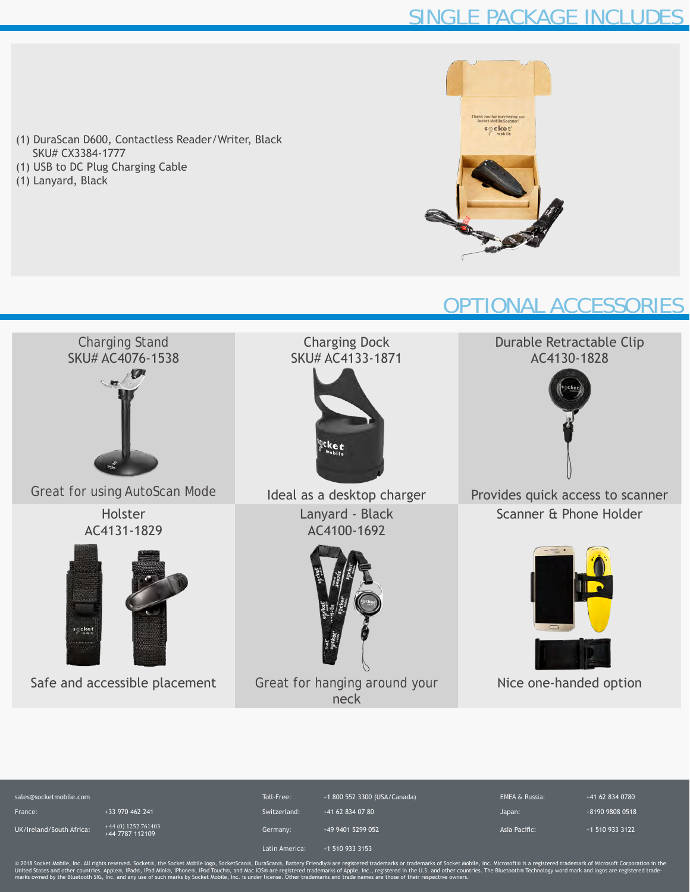## SINGLE PACKAGE INCLUDES

(1) DuraScan D600, Contactless Reader/Writer, Black
SKU# CX3384-1777
(1) USB to DC Plug Charging Cable
(1) Lanyard, Black

## OPTIONAL ACCESSORIES

**Charging Stand**
SKU# AC4076-1538
Great for using AutoScan Mode

**Charging Dock**
SKU# AC4133-1871
Ideal as a desktop charger

**Durable Retractable Clip**
AC4130-1828
Provides quick access to scanner

**Holster**
AC4131-1829
Safe and accessible placement

**Lanyard - Black**
AC4100-1692
Great for hanging around your neck

**Scanner & Phone Holder**
Nice one-handed option

| | | | | | |
|---|---|---|---|---|---|
| sales@socketmobile.com | | Toll-Free: | +1 800 552 3300 (USA/Canada) | EMEA & Russia: | +41 62 834 0780 |
| France: | +33 970 462 241 | Switzerland: | +41 62 834 07 80 | Japan: | +8190 9808 0518 |
| UK/Ireland/South Africa: | +44 (0) 1252 761403 +44 7787 112109 | Germany: | +49 9401 5299 052 | Asia Pacific: | +1 510 933 3122 |
| | | Latin America: | +1 510 933 3153 | | |

© 2018 Socket Mobile, Inc. All rights reserved. Socket®, the Socket Mobile logo, SocketScan®, DuraScan®, Battery Friendly® are registered trademarks or trademarks of Socket Mobile, Inc. Microsoft® is a registered trademark of Microsoft Corporation in the United States and other countries. Apple®, iPad®, iPad Mini®, iPhone®, iPod Touch®, and Mac iOS® are registered trademarks of Apple, Inc., registered in the U.S. and other countries. The Bluetooth® Technology word mark and logos are registered trademarks owned by the Bluetooth SIG, Inc. and any use of such marks by Socket Mobile, Inc. is under license. Other trademarks and trade names are those of their respective owners.